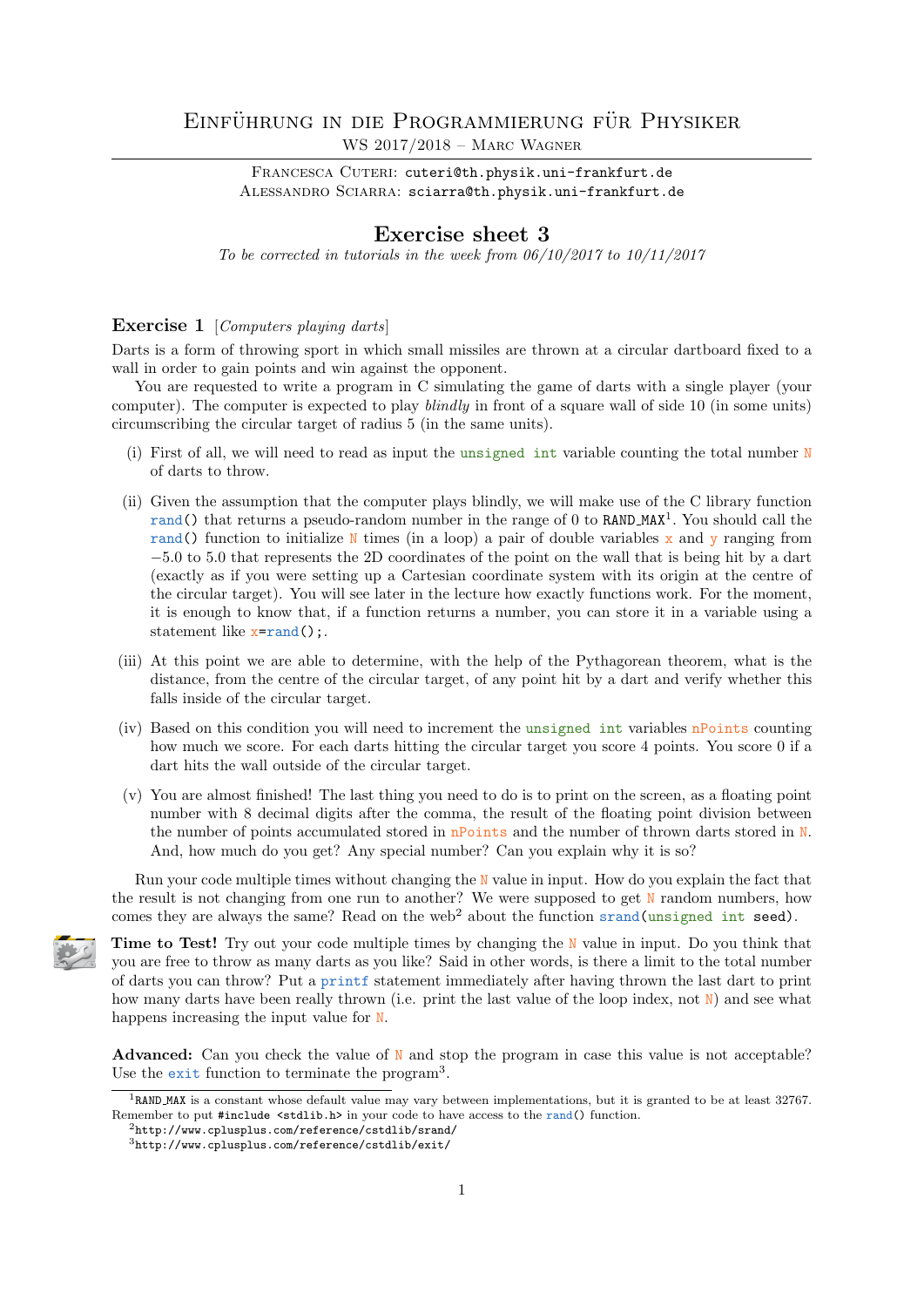# Einführung in die Programmierung für Physiker

WS 2017/2018 – Marc Wagner

Francesca Cuteri: cuteri@th.physik.uni-frankfurt.de
Alessandro Sciarra: sciarra@th.physik.uni-frankfurt.de

## Exercise sheet 3

*To be corrected in tutorials in the week from 06/10/2017 to 10/11/2017*

### Exercise 1 [*Computers playing darts*]

Darts is a form of throwing sport in which small missiles are thrown at a circular dartboard fixed to a wall in order to gain points and win against the opponent.

You are requested to write a program in C simulating the game of darts with a single player (your computer). The computer is expected to play *blindly* in front of a square wall of side 10 (in some units) circumscribing the circular target of radius 5 (in the same units).

(i) First of all, we will need to read as input the `unsigned int` variable counting the total number `N` of darts to throw.

(ii) Given the assumption that the computer plays blindly, we will make use of the C library function `rand()` that returns a pseudo-random number in the range of 0 to `RAND_MAX`[1]. You should call the `rand()` function to initialize `N` times (in a loop) a pair of double variables `x` and `y` ranging from $-5.0$ to 5.0 that represents the 2D coordinates of the point on the wall that is being hit by a dart (exactly as if you were setting up a Cartesian coordinate system with its origin at the centre of the circular target). You will see later in the lecture how exactly functions work. For the moment, it is enough to know that, if a function returns a number, you can store it in a variable using a statement like `x=rand();`.

(iii) At this point we are able to determine, with the help of the Pythagorean theorem, what is the distance, from the centre of the circular target, of any point hit by a dart and verify whether this falls inside of the circular target.

(iv) Based on this condition you will need to increment the `unsigned int` variables `nPoints` counting how much we score. For each darts hitting the circular target you score 4 points. You score 0 if a dart hits the wall outside of the circular target.

(v) You are almost finished! The last thing you need to do is to print on the screen, as a floating point number with 8 decimal digits after the comma, the result of the floating point division between the number of points accumulated stored in `nPoints` and the number of thrown darts stored in `N`. And, how much do you get? Any special number? Can you explain why it is so?

Run your code multiple times without changing the `N` value in input. How do you explain the fact that the result is not changing from one run to another? We were supposed to get `N` random numbers, how comes they are always the same? Read on the web[2] about the function `srand(unsigned int seed)`.

**Time to Test!** Try out your code multiple times by changing the `N` value in input. Do you think that you are free to throw as many darts as you like? Said in other words, is there a limit to the total number of darts you can throw? Put a `printf` statement immediately after having thrown the last dart to print how many darts have been really thrown (i.e. print the last value of the loop index, not `N`) and see what happens increasing the input value for `N`.

**Advanced:** Can you check the value of `N` and stop the program in case this value is not acceptable? Use the `exit` function to terminate the program[3].

---

[1] `RAND_MAX` is a constant whose default value may vary between implementations, but it is granted to be at least 32767. Remember to put `#include <stdlib.h>` in your code to have access to the `rand()` function.

[2] http://www.cplusplus.com/reference/cstdlib/srand/

[3] http://www.cplusplus.com/reference/cstdlib/exit/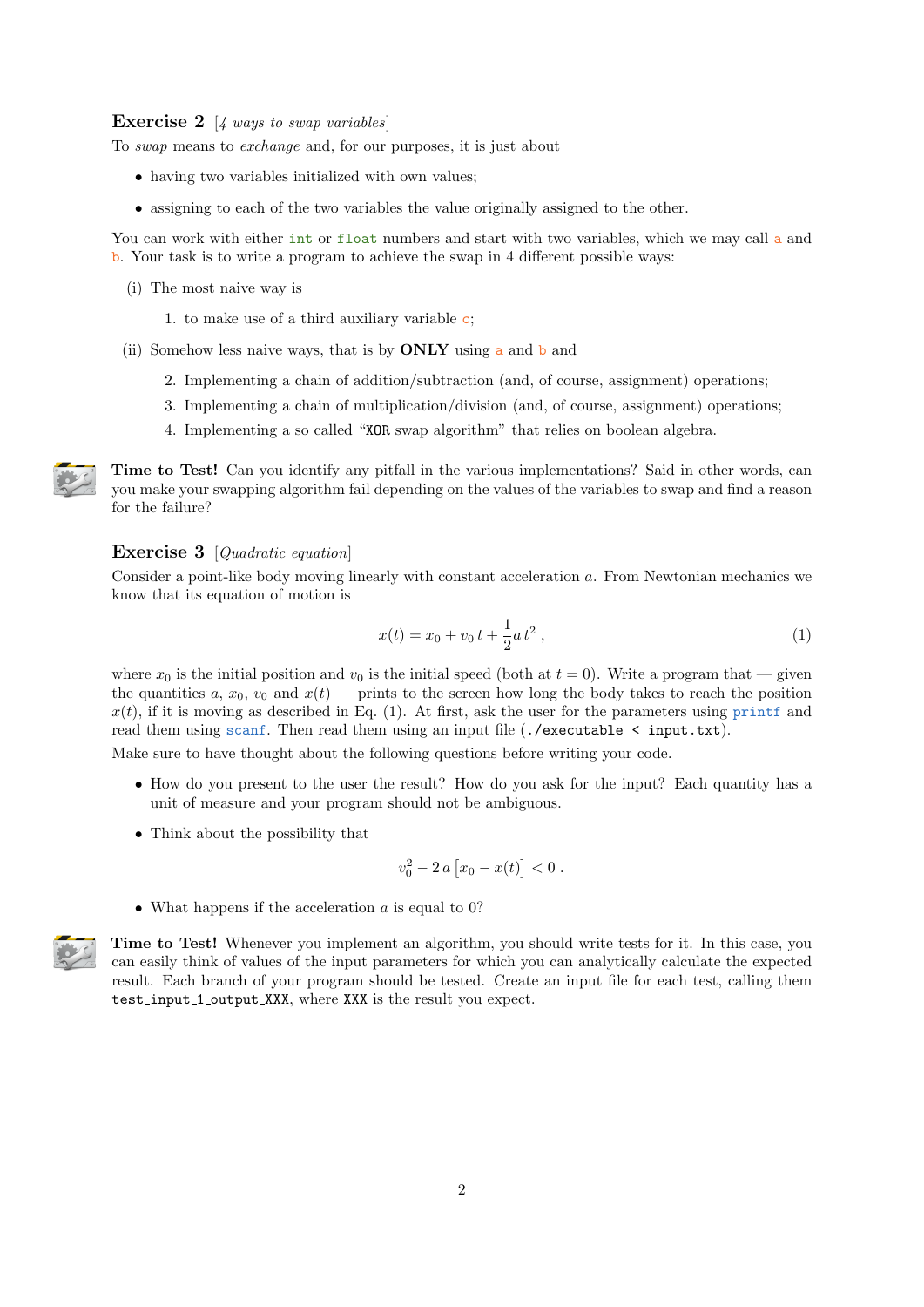## Exercise 2 [*4 ways to swap variables*]

To *swap* means to *exchange* and, for our purposes, it is just about

- having two variables initialized with own values;
- assigning to each of the two variables the value originally assigned to the other.

You can work with either `int` or `float` numbers and start with two variables, which we may call `a` and `b`. Your task is to write a program to achieve the swap in 4 different possible ways:

(i) The most naive way is

1. to make use of a third auxiliary variable `c`;

(ii) Somehow less naive ways, that is by **ONLY** using `a` and `b` and

2. Implementing a chain of addition/subtraction (and, of course, assignment) operations;
3. Implementing a chain of multiplication/division (and, of course, assignment) operations;
4. Implementing a so called "`XOR` swap algorithm" that relies on boolean algebra.

**Time to Test!** Can you identify any pitfall in the various implementations? Said in other words, can you make your swapping algorithm fail depending on the values of the variables to swap and find a reason for the failure?

## Exercise 3 [*Quadratic equation*]

Consider a point-like body moving linearly with constant acceleration $a$. From Newtonian mechanics we know that its equation of motion is

$$x(t) = x_0 + v_0\, t + \frac{1}{2} a\, t^2 \,, \tag{1}$$

where $x_0$ is the initial position and $v_0$ is the initial speed (both at $t = 0$). Write a program that — given the quantities $a$, $x_0$, $v_0$ and $x(t)$ — prints to the screen how long the body takes to reach the position $x(t)$, if it is moving as described in Eq. (1). At first, ask the user for the parameters using `printf` and read them using `scanf`. Then read them using an input file (`./executable < input.txt`).

Make sure to have thought about the following questions before writing your code.

- How do you present to the user the result? How do you ask for the input? Each quantity has a unit of measure and your program should not be ambiguous.
- Think about the possibility that

$$v_0^2 - 2\, a \left[x_0 - x(t)\right] < 0 \,.$$

- What happens if the acceleration $a$ is equal to 0?

**Time to Test!** Whenever you implement an algorithm, you should write tests for it. In this case, you can easily think of values of the input parameters for which you can analytically calculate the expected result. Each branch of your program should be tested. Create an input file for each test, calling them `test_input_1_output_XXX`, where `XXX` is the result you expect.